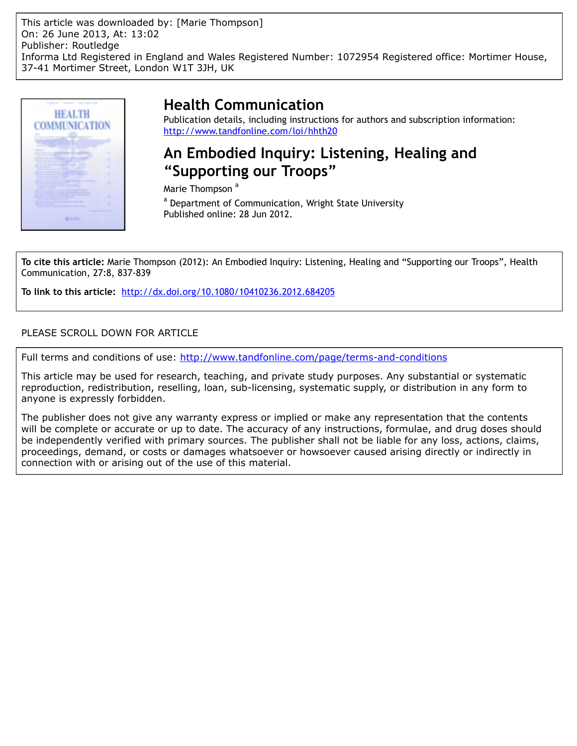This article was downloaded by: [Marie Thompson]
On: 26 June 2013, At: 13:02
Publisher: Routledge
Informa Ltd Registered in England and Wales Registered Number: 1072954 Registered office: Mortimer House, 37-41 Mortimer Street, London W1T 3JH, UK

# Health Communication

Publication details, including instructions for authors and subscription information:
http://www.tandfonline.com/loi/hhth20

## An Embodied Inquiry: Listening, Healing and "Supporting our Troops"

Marie Thompson [a]

[a] Department of Communication, Wright State University

Published online: 28 Jun 2012.

**To cite this article:** Marie Thompson (2012): An Embodied Inquiry: Listening, Healing and "Supporting our Troops", Health Communication, 27:8, 837-839

**To link to this article:** http://dx.doi.org/10.1080/10410236.2012.684205

PLEASE SCROLL DOWN FOR ARTICLE

Full terms and conditions of use: http://www.tandfonline.com/page/terms-and-conditions

This article may be used for research, teaching, and private study purposes. Any substantial or systematic reproduction, redistribution, reselling, loan, sub-licensing, systematic supply, or distribution in any form to anyone is expressly forbidden.

The publisher does not give any warranty express or implied or make any representation that the contents will be complete or accurate or up to date. The accuracy of any instructions, formulae, and drug doses should be independently verified with primary sources. The publisher shall not be liable for any loss, actions, claims, proceedings, demand, or costs or damages whatsoever or howsoever caused arising directly or indirectly in connection with or arising out of the use of this material.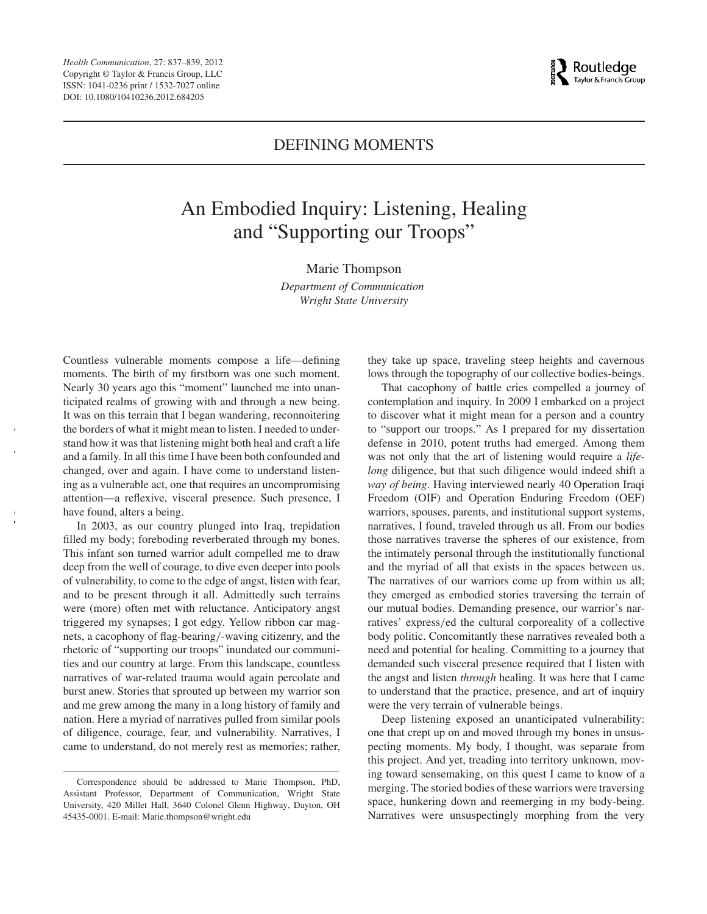# DEFINING MOMENTS

# An Embodied Inquiry: Listening, Healing and "Supporting our Troops"

Marie Thompson

*Department of Communication*
*Wright State University*

Countless vulnerable moments compose a life—defining moments. The birth of my firstborn was one such moment. Nearly 30 years ago this "moment" launched me into unanticipated realms of growing with and through a new being. It was on this terrain that I began wandering, reconnoitering the borders of what it might mean to listen. I needed to understand how it was that listening might both heal and craft a life and a family. In all this time I have been both confounded and changed, over and again. I have come to understand listening as a vulnerable act, one that requires an uncompromising attention—a reflexive, visceral presence. Such presence, I have found, alters a being.

In 2003, as our country plunged into Iraq, trepidation filled my body; foreboding reverberated through my bones. This infant son turned warrior adult compelled me to draw deep from the well of courage, to dive even deeper into pools of vulnerability, to come to the edge of angst, listen with fear, and to be present through it all. Admittedly such terrains were (more) often met with reluctance. Anticipatory angst triggered my synapses; I got edgy. Yellow ribbon car magnets, a cacophony of flag-bearing/-waving citizenry, and the rhetoric of "supporting our troops" inundated our communities and our country at large. From this landscape, countless narratives of war-related trauma would again percolate and burst anew. Stories that sprouted up between my warrior son and me grew among the many in a long history of family and nation. Here a myriad of narratives pulled from similar pools of diligence, courage, fear, and vulnerability. Narratives, I came to understand, do not merely rest as memories; rather, they take up space, traveling steep heights and cavernous lows through the topography of our collective bodies-beings.

That cacophony of battle cries compelled a journey of contemplation and inquiry. In 2009 I embarked on a project to discover what it might mean for a person and a country to "support our troops." As I prepared for my dissertation defense in 2010, potent truths had emerged. Among them was not only that the art of listening would require a *life-long* diligence, but that such diligence would indeed shift a *way of being*. Having interviewed nearly 40 Operation Iraqi Freedom (OIF) and Operation Enduring Freedom (OEF) warriors, spouses, parents, and institutional support systems, narratives, I found, traveled through us all. From our bodies those narratives traverse the spheres of our existence, from the intimately personal through the institutionally functional and the myriad of all that exists in the spaces between us. The narratives of our warriors come up from within us all; they emerged as embodied stories traversing the terrain of our mutual bodies. Demanding presence, our warrior's narratives' express/ed the cultural corporeality of a collective body politic. Concomitantly these narratives revealed both a need and potential for healing. Committing to a journey that demanded such visceral presence required that I listen with the angst and listen *through* healing. It was here that I came to understand that the practice, presence, and art of inquiry were the very terrain of vulnerable beings.

Deep listening exposed an unanticipated vulnerability: one that crept up on and moved through my bones in unsuspecting moments. My body, I thought, was separate from this project. And yet, treading into territory unknown, moving toward sensemaking, on this quest I came to know of a merging. The storied bodies of these warriors were traversing space, hunkering down and reemerging in my body-being. Narratives were unsuspectingly morphing from the very

Correspondence should be addressed to Marie Thompson, PhD, Assistant Professor, Department of Communication, Wright State University, 420 Millet Hall, 3640 Colonel Glenn Highway, Dayton, OH 45435-0001. E-mail: Marie.thompson@wright.edu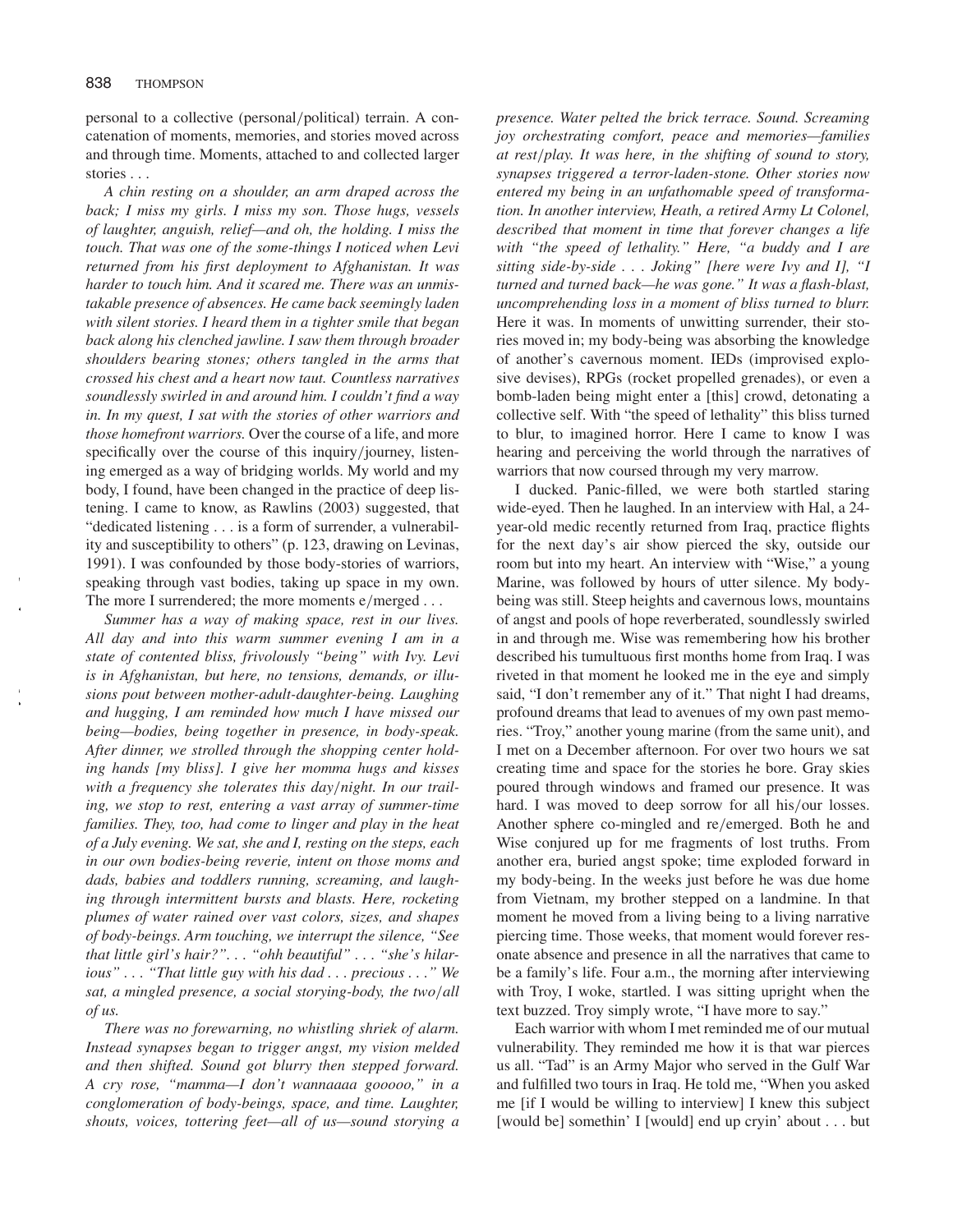personal to a collective (personal/political) terrain. A concatenation of moments, memories, and stories moved across and through time. Moments, attached to and collected larger stories . . .

*A chin resting on a shoulder, an arm draped across the back; I miss my girls. I miss my son. Those hugs, vessels of laughter, anguish, relief—and oh, the holding. I miss the touch. That was one of the some-things I noticed when Levi returned from his first deployment to Afghanistan. It was harder to touch him. And it scared me. There was an unmistakable presence of absences. He came back seemingly laden with silent stories. I heard them in a tighter smile that began back along his clenched jawline. I saw them through broader shoulders bearing stones; others tangled in the arms that crossed his chest and a heart now taut. Countless narratives soundlessly swirled in and around him. I couldn't find a way in. In my quest, I sat with the stories of other warriors and those homefront warriors.* Over the course of a life, and more specifically over the course of this inquiry/journey, listening emerged as a way of bridging worlds. My world and my body, I found, have been changed in the practice of deep listening. I came to know, as Rawlins (2003) suggested, that "dedicated listening . . . is a form of surrender, a vulnerability and susceptibility to others" (p. 123, drawing on Levinas, 1991). I was confounded by those body-stories of warriors, speaking through vast bodies, taking up space in my own. The more I surrendered; the more moments e/merged . . .

*Summer has a way of making space, rest in our lives. All day and into this warm summer evening I am in a state of contented bliss, frivolously "being" with Ivy. Levi is in Afghanistan, but here, no tensions, demands, or illusions pout between mother-adult-daughter-being. Laughing and hugging, I am reminded how much I have missed our being—bodies, being together in presence, in body-speak. After dinner, we strolled through the shopping center holding hands [my bliss]. I give her momma hugs and kisses with a frequency she tolerates this day/night. In our trailing, we stop to rest, entering a vast array of summer-time families. They, too, had come to linger and play in the heat of a July evening. We sat, she and I, resting on the steps, each in our own bodies-being reverie, intent on those moms and dads, babies and toddlers running, screaming, and laughing through intermittent bursts and blasts. Here, rocketing plumes of water rained over vast colors, sizes, and shapes of body-beings. Arm touching, we interrupt the silence, "See that little girl's hair?". . . "ohh beautiful" . . . "she's hilarious" . . . "That little guy with his dad . . . precious . . ." We sat, a mingled presence, a social storying-body, the two/all of us.*

*There was no forewarning, no whistling shriek of alarm. Instead synapses began to trigger angst, my vision melded and then shifted. Sound got blurry then stepped forward. A cry rose, "mamma—I don't wannaaaa gooooo," in a conglomeration of body-beings, space, and time. Laughter, shouts, voices, tottering feet—all of us—sound storying a presence. Water pelted the brick terrace. Sound. Screaming joy orchestrating comfort, peace and memories—families at rest/play. It was here, in the shifting of sound to story, synapses triggered a terror-laden-stone. Other stories now entered my being in an unfathomable speed of transformation. In another interview, Heath, a retired Army Lt Colonel, described that moment in time that forever changes a life with "the speed of lethality." Here, "a buddy and I are sitting side-by-side . . . Joking" [here were Ivy and I], "I turned and turned back—he was gone." It was a flash-blast, uncomprehending loss in a moment of bliss turned to blurr.* Here it was. In moments of unwitting surrender, their stories moved in; my body-being was absorbing the knowledge of another's cavernous moment. IEDs (improvised explosive devises), RPGs (rocket propelled grenades), or even a bomb-laden being might enter a [this] crowd, detonating a collective self. With "the speed of lethality" this bliss turned to blur, to imagined horror. Here I came to know I was hearing and perceiving the world through the narratives of warriors that now coursed through my very marrow.

I ducked. Panic-filled, we were both startled staring wide-eyed. Then he laughed. In an interview with Hal, a 24-year-old medic recently returned from Iraq, practice flights for the next day's air show pierced the sky, outside our room but into my heart. An interview with "Wise," a young Marine, was followed by hours of utter silence. My body-being was still. Steep heights and cavernous lows, mountains of angst and pools of hope reverberated, soundlessly swirled in and through me. Wise was remembering how his brother described his tumultuous first months home from Iraq. I was riveted in that moment he looked me in the eye and simply said, "I don't remember any of it." That night I had dreams, profound dreams that lead to avenues of my own past memories. "Troy," another young marine (from the same unit), and I met on a December afternoon. For over two hours we sat creating time and space for the stories he bore. Gray skies poured through windows and framed our presence. It was hard. I was moved to deep sorrow for all his/our losses. Another sphere co-mingled and re/emerged. Both he and Wise conjured up for me fragments of lost truths. From another era, buried angst spoke; time exploded forward in my body-being. In the weeks just before he was due home from Vietnam, my brother stepped on a landmine. In that moment he moved from a living being to a living narrative piercing time. Those weeks, that moment would forever resonate absence and presence in all the narratives that came to be a family's life. Four a.m., the morning after interviewing with Troy, I woke, startled. I was sitting upright when the text buzzed. Troy simply wrote, "I have more to say."

Each warrior with whom I met reminded me of our mutual vulnerability. They reminded me how it is that war pierces us all. "Tad" is an Army Major who served in the Gulf War and fulfilled two tours in Iraq. He told me, "When you asked me [if I would be willing to interview] I knew this subject [would be] somethin' I [would] end up cryin' about . . . but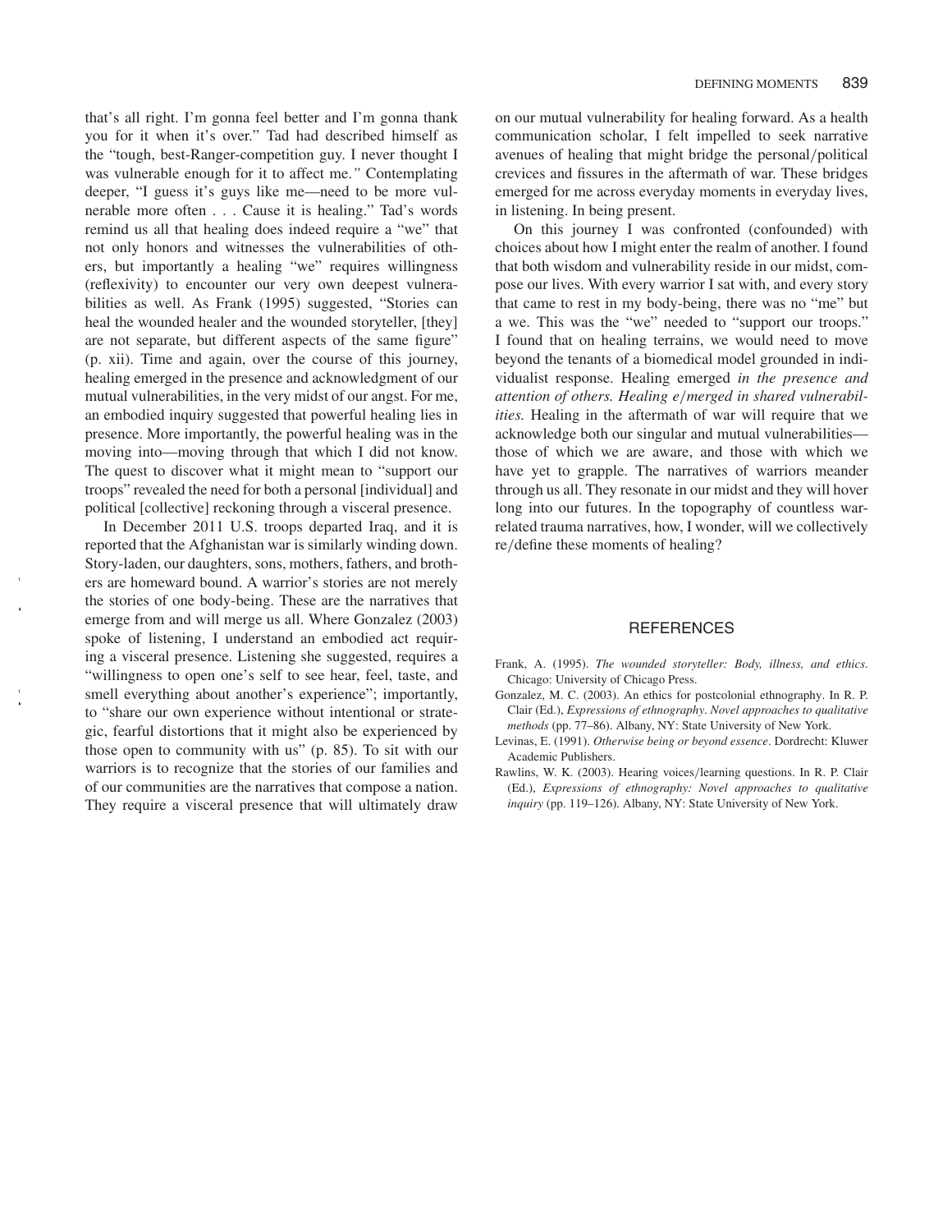that's all right. I'm gonna feel better and I'm gonna thank you for it when it's over." Tad had described himself as the "tough, best-Ranger-competition guy. I never thought I was vulnerable enough for it to affect me." Contemplating deeper, "I guess it's guys like me—need to be more vulnerable more often . . . Cause it is healing." Tad's words remind us all that healing does indeed require a "we" that not only honors and witnesses the vulnerabilities of others, but importantly a healing "we" requires willingness (reflexivity) to encounter our very own deepest vulnerabilities as well. As Frank (1995) suggested, "Stories can heal the wounded healer and the wounded storyteller, [they] are not separate, but different aspects of the same figure" (p. xii). Time and again, over the course of this journey, healing emerged in the presence and acknowledgment of our mutual vulnerabilities, in the very midst of our angst. For me, an embodied inquiry suggested that powerful healing lies in presence. More importantly, the powerful healing was in the moving into—moving through that which I did not know. The quest to discover what it might mean to "support our troops" revealed the need for both a personal [individual] and political [collective] reckoning through a visceral presence.

In December 2011 U.S. troops departed Iraq, and it is reported that the Afghanistan war is similarly winding down. Story-laden, our daughters, sons, mothers, fathers, and brothers are homeward bound. A warrior's stories are not merely the stories of one body-being. These are the narratives that emerge from and will merge us all. Where Gonzalez (2003) spoke of listening, I understand an embodied act requiring a visceral presence. Listening she suggested, requires a "willingness to open one's self to see hear, feel, taste, and smell everything about another's experience"; importantly, to "share our own experience without intentional or strategic, fearful distortions that it might also be experienced by those open to community with us" (p. 85). To sit with our warriors is to recognize that the stories of our families and of our communities are the narratives that compose a nation. They require a visceral presence that will ultimately draw on our mutual vulnerability for healing forward. As a health communication scholar, I felt impelled to seek narrative avenues of healing that might bridge the personal/political crevices and fissures in the aftermath of war. These bridges emerged for me across everyday moments in everyday lives, in listening. In being present.

On this journey I was confronted (confounded) with choices about how I might enter the realm of another. I found that both wisdom and vulnerability reside in our midst, compose our lives. With every warrior I sat with, and every story that came to rest in my body-being, there was no "me" but a we. This was the "we" needed to "support our troops." I found that on healing terrains, we would need to move beyond the tenants of a biomedical model grounded in individualist response. Healing emerged *in the presence and attention of others. Healing e/merged in shared vulnerabilities.* Healing in the aftermath of war will require that we acknowledge both our singular and mutual vulnerabilities—those of which we are aware, and those with which we have yet to grapple. The narratives of warriors meander through us all. They resonate in our midst and they will hover long into our futures. In the topography of countless war-related trauma narratives, how, I wonder, will we collectively re/define these moments of healing?

## REFERENCES

Frank, A. (1995). *The wounded storyteller: Body, illness, and ethics*. Chicago: University of Chicago Press.

Gonzalez, M. C. (2003). An ethics for postcolonial ethnography. In R. P. Clair (Ed.), *Expressions of ethnography. Novel approaches to qualitative methods* (pp. 77–86). Albany, NY: State University of New York.

Levinas, E. (1991). *Otherwise being or beyond essence*. Dordrecht: Kluwer Academic Publishers.

Rawlins, W. K. (2003). Hearing voices/learning questions. In R. P. Clair (Ed.), *Expressions of ethnography: Novel approaches to qualitative inquiry* (pp. 119–126). Albany, NY: State University of New York.